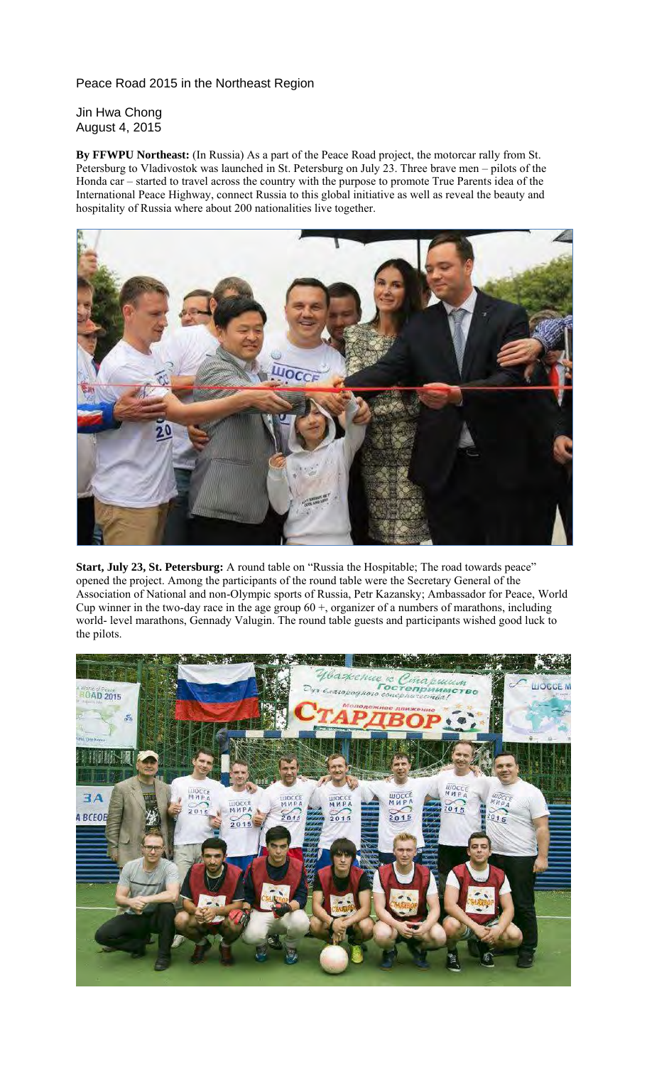Peace Road 2015 in the Northeast Region

Jin Hwa Chong
August 4, 2015

**By FFWPU Northeast:** (In Russia) As a part of the Peace Road project, the motorcar rally from St. Petersburg to Vladivostok was launched in St. Petersburg on July 23. Three brave men – pilots of the Honda car – started to travel across the country with the purpose to promote True Parents idea of the International Peace Highway, connect Russia to this global initiative as well as reveal the beauty and hospitality of Russia where about 200 nationalities live together.

**Start, July 23, St. Petersburg:** A round table on "Russia the Hospitable; The road towards peace" opened the project. Among the participants of the round table were the Secretary General of the Association of National and non-Olympic sports of Russia, Petr Kazansky; Ambassador for Peace, World Cup winner in the two-day race in the age group 60 +, organizer of a numbers of marathons, including world- level marathons, Gennady Valugin. The round table guests and participants wished good luck to the pilots.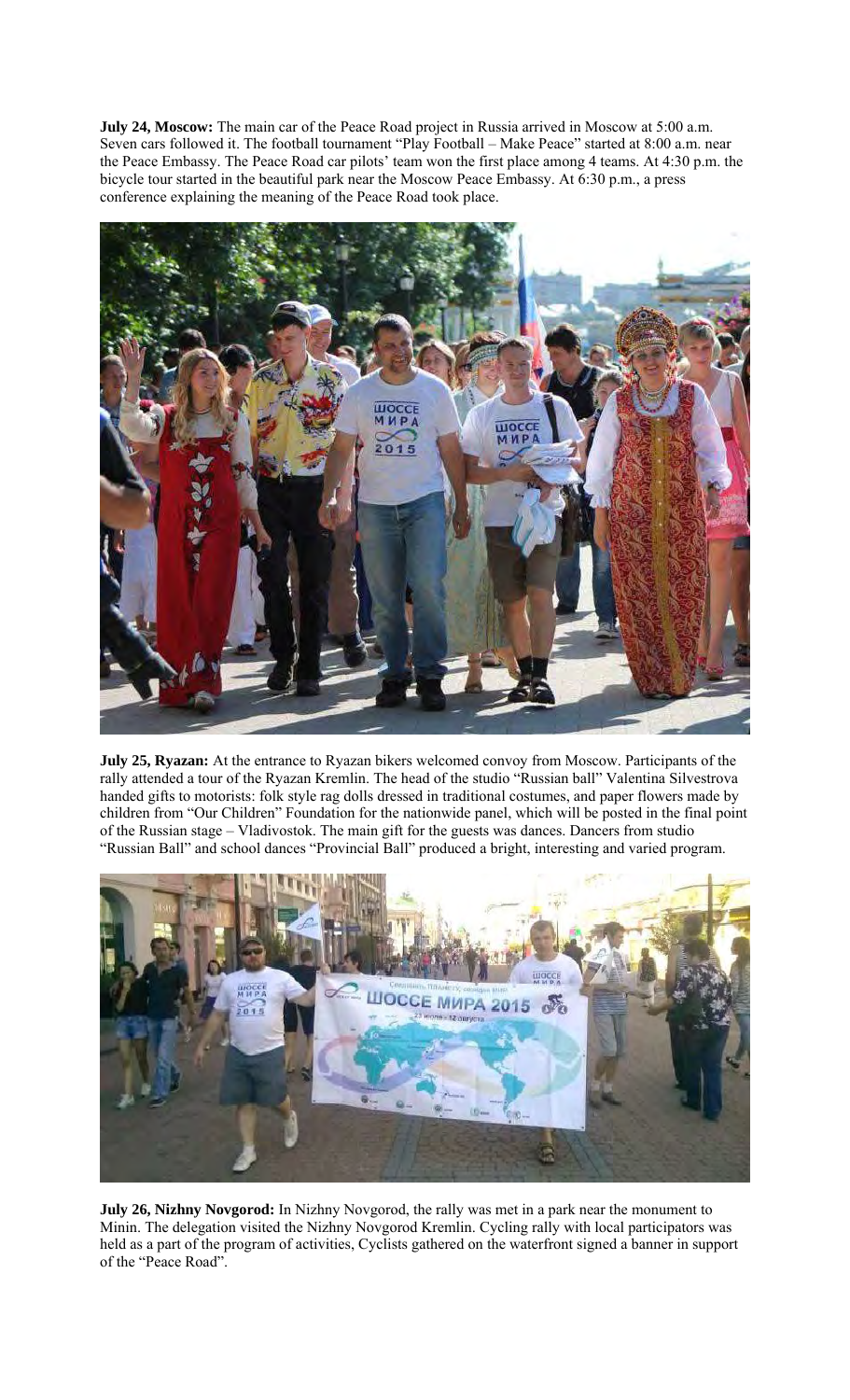**July 24, Moscow:** The main car of the Peace Road project in Russia arrived in Moscow at 5:00 a.m. Seven cars followed it. The football tournament "Play Football – Make Peace" started at 8:00 a.m. near the Peace Embassy. The Peace Road car pilots' team won the first place among 4 teams. At 4:30 p.m. the bicycle tour started in the beautiful park near the Moscow Peace Embassy. At 6:30 p.m., a press conference explaining the meaning of the Peace Road took place.

**July 25, Ryazan:** At the entrance to Ryazan bikers welcomed convoy from Moscow. Participants of the rally attended a tour of the Ryazan Kremlin. The head of the studio "Russian ball" Valentina Silvestrova handed gifts to motorists: folk style rag dolls dressed in traditional costumes, and paper flowers made by children from "Our Children" Foundation for the nationwide panel, which will be posted in the final point of the Russian stage – Vladivostok. The main gift for the guests was dances. Dancers from studio "Russian Ball" and school dances "Provincial Ball" produced a bright, interesting and varied program.

**July 26, Nizhny Novgorod:** In Nizhny Novgorod, the rally was met in a park near the monument to Minin. The delegation visited the Nizhny Novgorod Kremlin. Cycling rally with local participators was held as a part of the program of activities, Cyclists gathered on the waterfront signed a banner in support of the "Peace Road".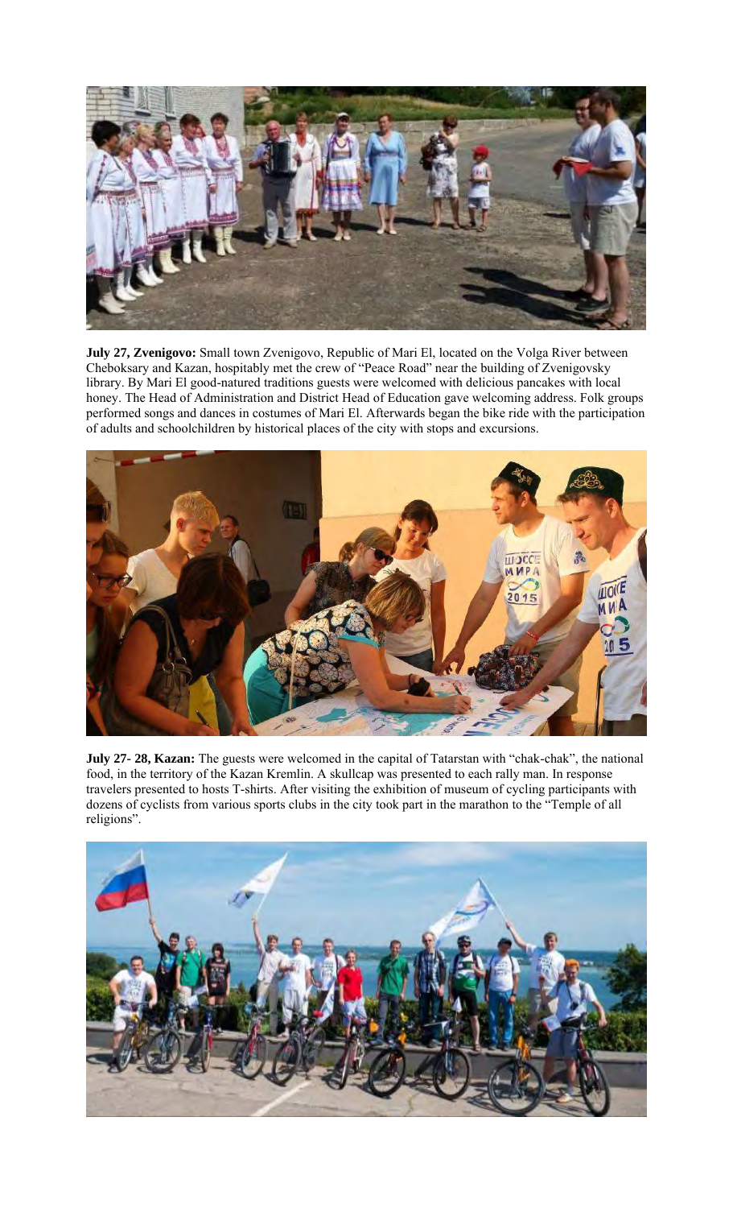**July 27, Zvenigovo:** Small town Zvenigovo, Republic of Mari El, located on the Volga River between Cheboksary and Kazan, hospitably met the crew of "Peace Road" near the building of Zvenigovsky library. By Mari El good-natured traditions guests were welcomed with delicious pancakes with local honey. The Head of Administration and District Head of Education gave welcoming address. Folk groups performed songs and dances in costumes of Mari El. Afterwards began the bike ride with the participation of adults and schoolchildren by historical places of the city with stops and excursions.

**July 27- 28, Kazan:** The guests were welcomed in the capital of Tatarstan with "chak-chak", the national food, in the territory of the Kazan Kremlin. A skullcap was presented to each rally man. In response travelers presented to hosts T-shirts. After visiting the exhibition of museum of cycling participants with dozens of cyclists from various sports clubs in the city took part in the marathon to the "Temple of all religions".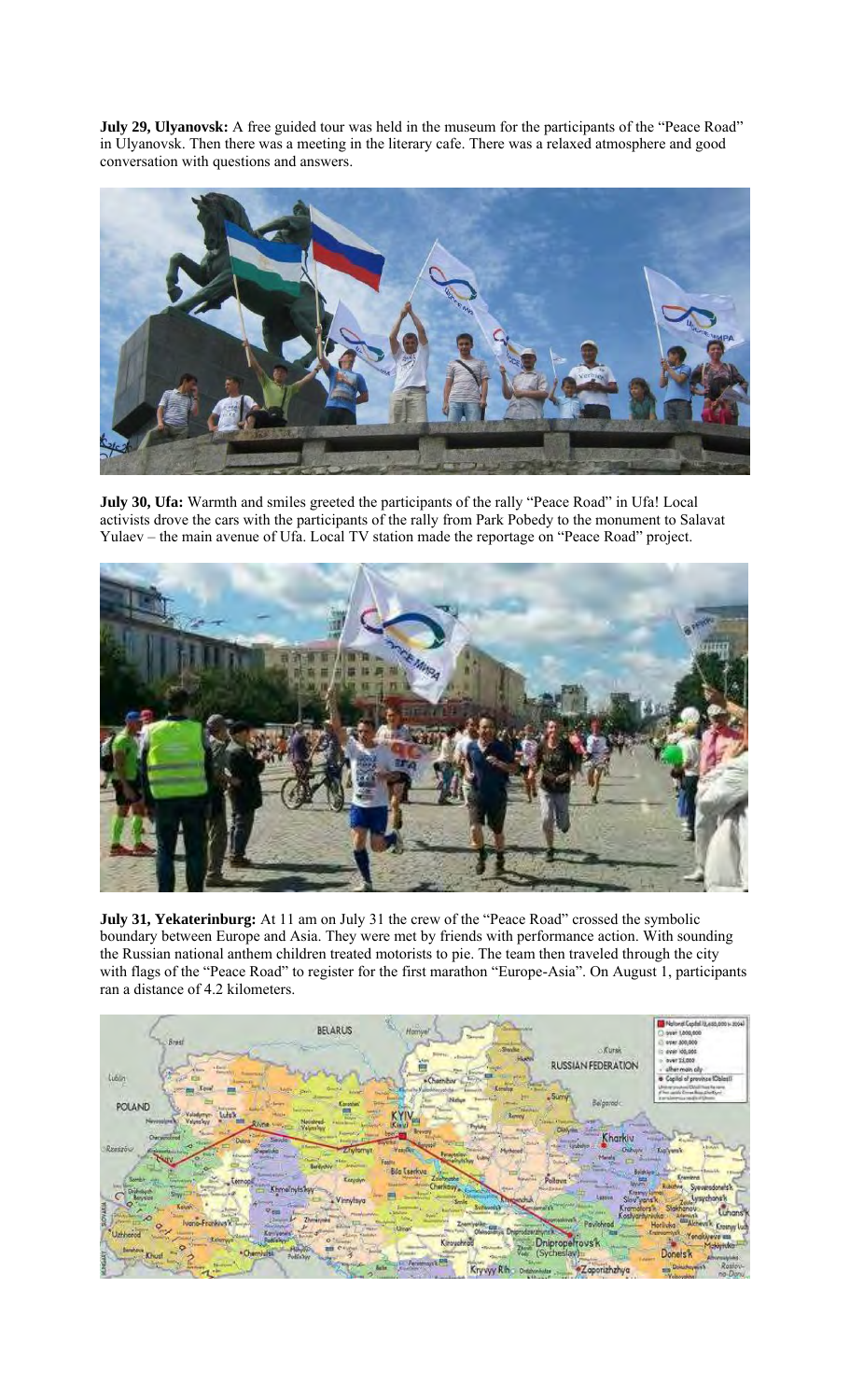**July 29, Ulyanovsk:** A free guided tour was held in the museum for the participants of the "Peace Road" in Ulyanovsk. Then there was a meeting in the literary cafe. There was a relaxed atmosphere and good conversation with questions and answers.

**July 30, Ufa:** Warmth and smiles greeted the participants of the rally "Peace Road" in Ufa! Local activists drove the cars with the participants of the rally from Park Pobedy to the monument to Salavat Yulaev – the main avenue of Ufa. Local TV station made the reportage on "Peace Road" project.

**July 31, Yekaterinburg:** At 11 am on July 31 the crew of the "Peace Road" crossed the symbolic boundary between Europe and Asia. They were met by friends with performance action. With sounding the Russian national anthem children treated motorists to pie. The team then traveled through the city with flags of the "Peace Road" to register for the first marathon "Europe-Asia". On August 1, participants ran a distance of 4.2 kilometers.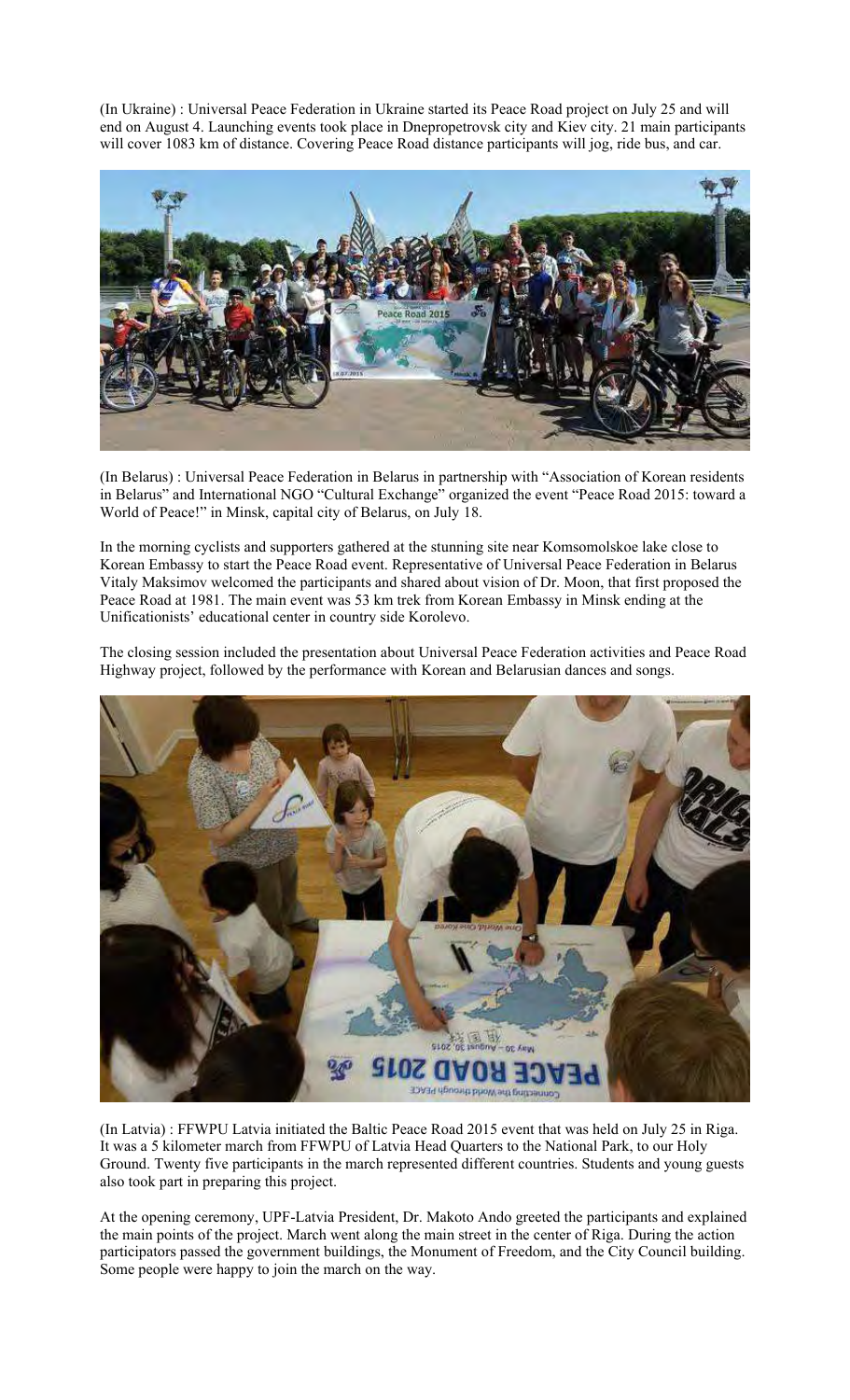(In Ukraine) : Universal Peace Federation in Ukraine started its Peace Road project on July 25 and will end on August 4. Launching events took place in Dnepropetrovsk city and Kiev city. 21 main participants will cover 1083 km of distance. Covering Peace Road distance participants will jog, ride bus, and car.

(In Belarus) : Universal Peace Federation in Belarus in partnership with "Association of Korean residents in Belarus" and International NGO "Cultural Exchange" organized the event "Peace Road 2015: toward a World of Peace!" in Minsk, capital city of Belarus, on July 18.

In the morning cyclists and supporters gathered at the stunning site near Komsomolskoe lake close to Korean Embassy to start the Peace Road event. Representative of Universal Peace Federation in Belarus Vitaly Maksimov welcomed the participants and shared about vision of Dr. Moon, that first proposed the Peace Road at 1981. The main event was 53 km trek from Korean Embassy in Minsk ending at the Unificationists' educational center in country side Korolevo.

The closing session included the presentation about Universal Peace Federation activities and Peace Road Highway project, followed by the performance with Korean and Belarusian dances and songs.

(In Latvia) : FFWPU Latvia initiated the Baltic Peace Road 2015 event that was held on July 25 in Riga. It was a 5 kilometer march from FFWPU of Latvia Head Quarters to the National Park, to our Holy Ground. Twenty five participants in the march represented different countries. Students and young guests also took part in preparing this project.

At the opening ceremony, UPF-Latvia President, Dr. Makoto Ando greeted the participants and explained the main points of the project. March went along the main street in the center of Riga. During the action participators passed the government buildings, the Monument of Freedom, and the City Council building. Some people were happy to join the march on the way.